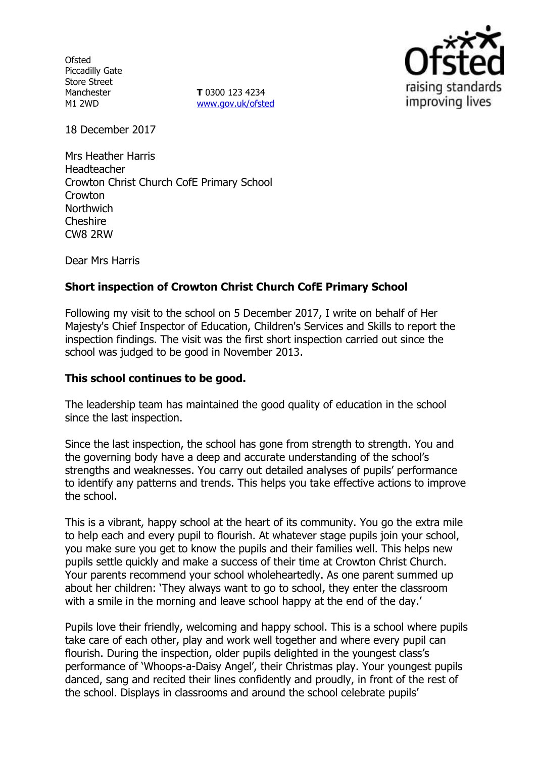Ofsted
Piccadilly Gate
Store Street
Manchester
M1 2WD

**T** 0300 123 4234
www.gov.uk/ofsted

18 December 2017

Mrs Heather Harris
Headteacher
Crowton Christ Church CofE Primary School
Crowton
Northwich
Cheshire
CW8 2RW

Dear Mrs Harris

**Short inspection of Crowton Christ Church CofE Primary School**

Following my visit to the school on 5 December 2017, I write on behalf of Her Majesty's Chief Inspector of Education, Children's Services and Skills to report the inspection findings. The visit was the first short inspection carried out since the school was judged to be good in November 2013.

**This school continues to be good.**

The leadership team has maintained the good quality of education in the school since the last inspection.

Since the last inspection, the school has gone from strength to strength. You and the governing body have a deep and accurate understanding of the school's strengths and weaknesses. You carry out detailed analyses of pupils' performance to identify any patterns and trends. This helps you take effective actions to improve the school.

This is a vibrant, happy school at the heart of its community. You go the extra mile to help each and every pupil to flourish. At whatever stage pupils join your school, you make sure you get to know the pupils and their families well. This helps new pupils settle quickly and make a success of their time at Crowton Christ Church. Your parents recommend your school wholeheartedly. As one parent summed up about her children: 'They always want to go to school, they enter the classroom with a smile in the morning and leave school happy at the end of the day.'

Pupils love their friendly, welcoming and happy school. This is a school where pupils take care of each other, play and work well together and where every pupil can flourish. During the inspection, older pupils delighted in the youngest class's performance of 'Whoops-a-Daisy Angel', their Christmas play. Your youngest pupils danced, sang and recited their lines confidently and proudly, in front of the rest of the school. Displays in classrooms and around the school celebrate pupils'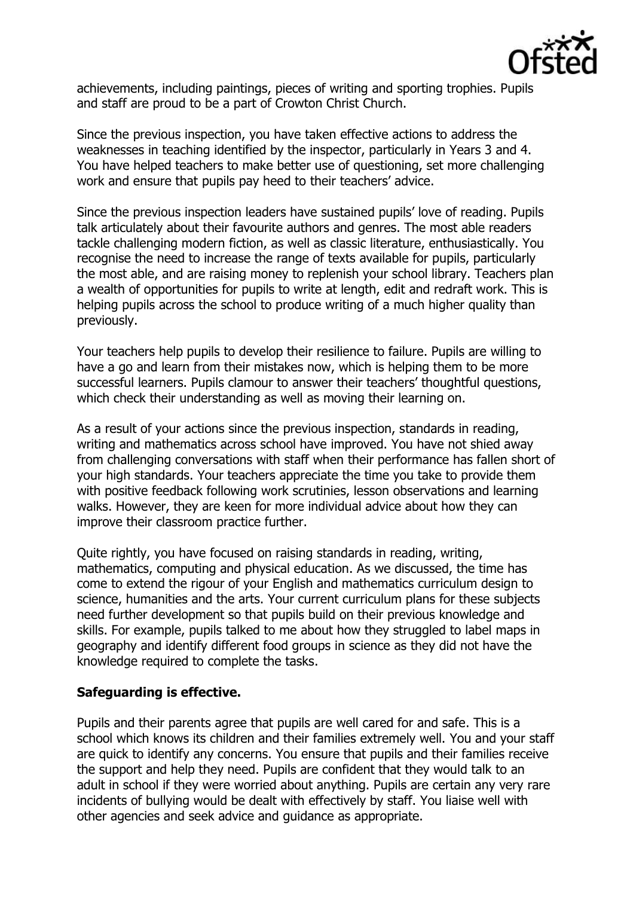achievements, including paintings, pieces of writing and sporting trophies. Pupils and staff are proud to be a part of Crowton Christ Church.

Since the previous inspection, you have taken effective actions to address the weaknesses in teaching identified by the inspector, particularly in Years 3 and 4. You have helped teachers to make better use of questioning, set more challenging work and ensure that pupils pay heed to their teachers' advice.

Since the previous inspection leaders have sustained pupils' love of reading. Pupils talk articulately about their favourite authors and genres. The most able readers tackle challenging modern fiction, as well as classic literature, enthusiastically. You recognise the need to increase the range of texts available for pupils, particularly the most able, and are raising money to replenish your school library. Teachers plan a wealth of opportunities for pupils to write at length, edit and redraft work. This is helping pupils across the school to produce writing of a much higher quality than previously.

Your teachers help pupils to develop their resilience to failure. Pupils are willing to have a go and learn from their mistakes now, which is helping them to be more successful learners. Pupils clamour to answer their teachers' thoughtful questions, which check their understanding as well as moving their learning on.

As a result of your actions since the previous inspection, standards in reading, writing and mathematics across school have improved. You have not shied away from challenging conversations with staff when their performance has fallen short of your high standards. Your teachers appreciate the time you take to provide them with positive feedback following work scrutinies, lesson observations and learning walks. However, they are keen for more individual advice about how they can improve their classroom practice further.

Quite rightly, you have focused on raising standards in reading, writing, mathematics, computing and physical education. As we discussed, the time has come to extend the rigour of your English and mathematics curriculum design to science, humanities and the arts. Your current curriculum plans for these subjects need further development so that pupils build on their previous knowledge and skills. For example, pupils talked to me about how they struggled to label maps in geography and identify different food groups in science as they did not have the knowledge required to complete the tasks.

**Safeguarding is effective.**

Pupils and their parents agree that pupils are well cared for and safe. This is a school which knows its children and their families extremely well. You and your staff are quick to identify any concerns. You ensure that pupils and their families receive the support and help they need. Pupils are confident that they would talk to an adult in school if they were worried about anything. Pupils are certain any very rare incidents of bullying would be dealt with effectively by staff. You liaise well with other agencies and seek advice and guidance as appropriate.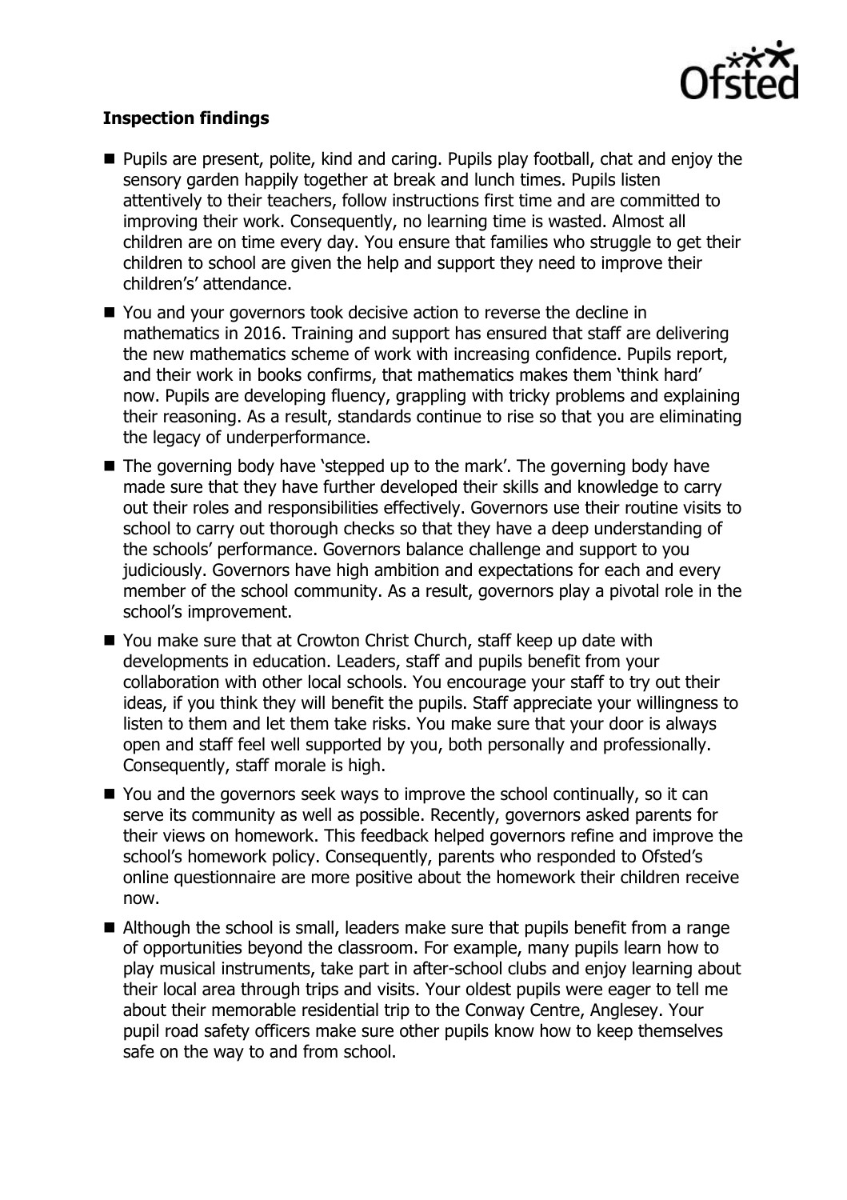**Inspection findings**

- Pupils are present, polite, kind and caring. Pupils play football, chat and enjoy the sensory garden happily together at break and lunch times. Pupils listen attentively to their teachers, follow instructions first time and are committed to improving their work. Consequently, no learning time is wasted. Almost all children are on time every day. You ensure that families who struggle to get their children to school are given the help and support they need to improve their children's' attendance.
- You and your governors took decisive action to reverse the decline in mathematics in 2016. Training and support has ensured that staff are delivering the new mathematics scheme of work with increasing confidence. Pupils report, and their work in books confirms, that mathematics makes them 'think hard' now. Pupils are developing fluency, grappling with tricky problems and explaining their reasoning. As a result, standards continue to rise so that you are eliminating the legacy of underperformance.
- The governing body have 'stepped up to the mark'. The governing body have made sure that they have further developed their skills and knowledge to carry out their roles and responsibilities effectively. Governors use their routine visits to school to carry out thorough checks so that they have a deep understanding of the schools' performance. Governors balance challenge and support to you judiciously. Governors have high ambition and expectations for each and every member of the school community. As a result, governors play a pivotal role in the school's improvement.
- You make sure that at Crowton Christ Church, staff keep up date with developments in education. Leaders, staff and pupils benefit from your collaboration with other local schools. You encourage your staff to try out their ideas, if you think they will benefit the pupils. Staff appreciate your willingness to listen to them and let them take risks. You make sure that your door is always open and staff feel well supported by you, both personally and professionally. Consequently, staff morale is high.
- You and the governors seek ways to improve the school continually, so it can serve its community as well as possible. Recently, governors asked parents for their views on homework. This feedback helped governors refine and improve the school's homework policy. Consequently, parents who responded to Ofsted's online questionnaire are more positive about the homework their children receive now.
- Although the school is small, leaders make sure that pupils benefit from a range of opportunities beyond the classroom. For example, many pupils learn how to play musical instruments, take part in after-school clubs and enjoy learning about their local area through trips and visits. Your oldest pupils were eager to tell me about their memorable residential trip to the Conway Centre, Anglesey. Your pupil road safety officers make sure other pupils know how to keep themselves safe on the way to and from school.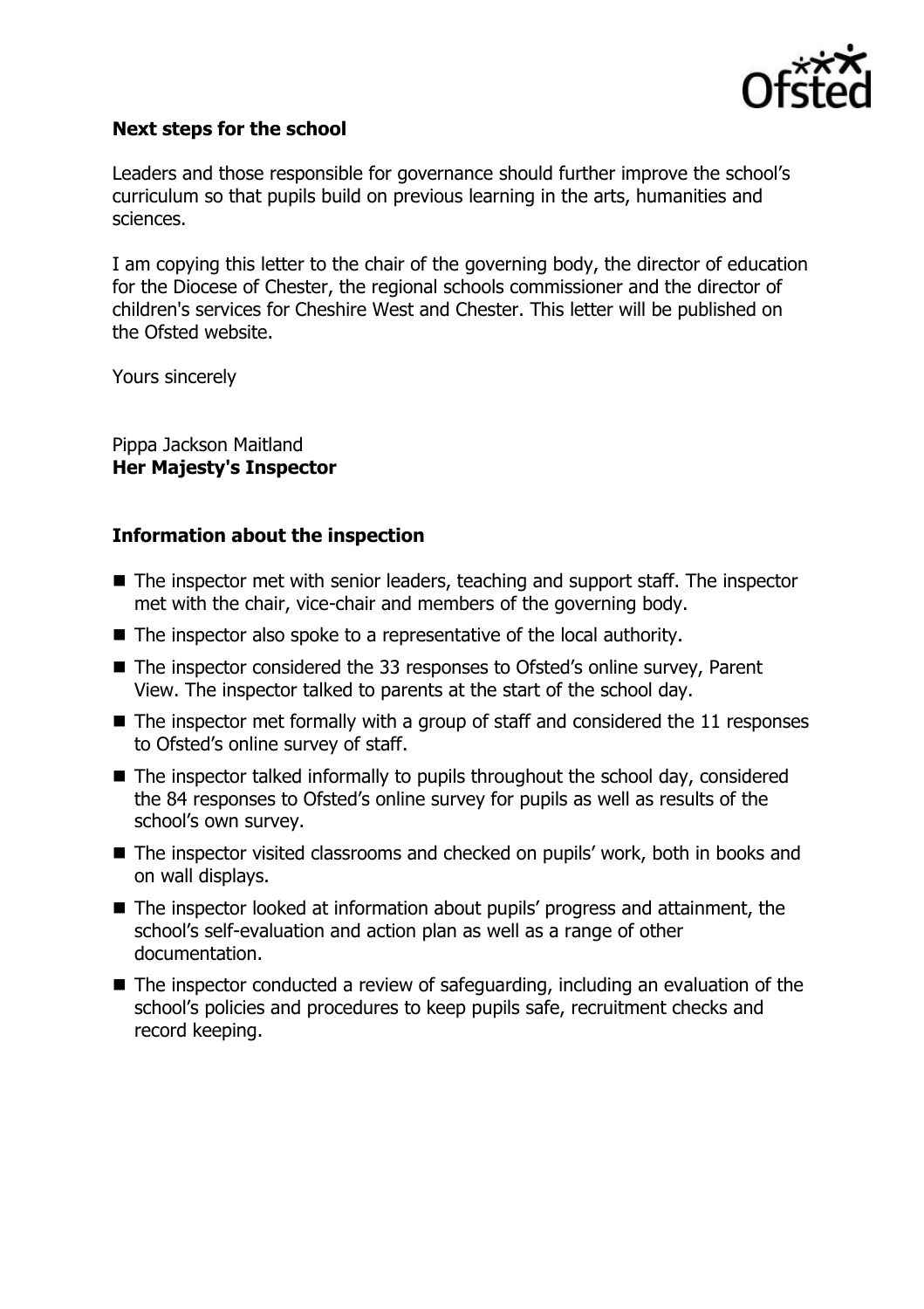**Next steps for the school**

Leaders and those responsible for governance should further improve the school's curriculum so that pupils build on previous learning in the arts, humanities and sciences.

I am copying this letter to the chair of the governing body, the director of education for the Diocese of Chester, the regional schools commissioner and the director of children's services for Cheshire West and Chester. This letter will be published on the Ofsted website.

Yours sincerely

Pippa Jackson Maitland
**Her Majesty's Inspector**

**Information about the inspection**

- The inspector met with senior leaders, teaching and support staff. The inspector met with the chair, vice-chair and members of the governing body.
- The inspector also spoke to a representative of the local authority.
- The inspector considered the 33 responses to Ofsted's online survey, Parent View. The inspector talked to parents at the start of the school day.
- The inspector met formally with a group of staff and considered the 11 responses to Ofsted's online survey of staff.
- The inspector talked informally to pupils throughout the school day, considered the 84 responses to Ofsted's online survey for pupils as well as results of the school's own survey.
- The inspector visited classrooms and checked on pupils' work, both in books and on wall displays.
- The inspector looked at information about pupils' progress and attainment, the school's self-evaluation and action plan as well as a range of other documentation.
- The inspector conducted a review of safeguarding, including an evaluation of the school's policies and procedures to keep pupils safe, recruitment checks and record keeping.